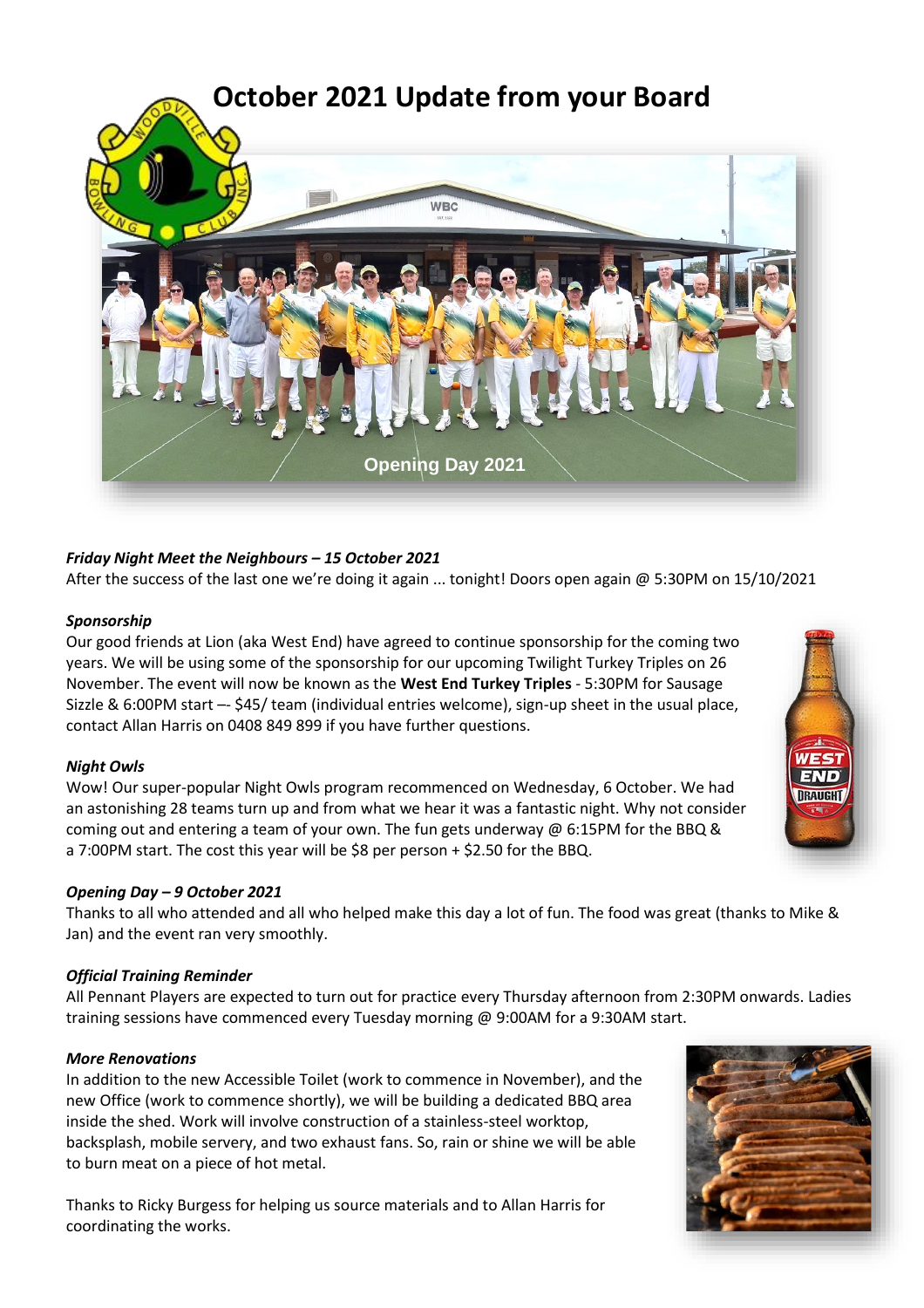# October 2021 Update from your Board

Opening Day 2021

***Friday Night Meet the Neighbours – 15 October 2021***

After the success of the last one we're doing it again ... tonight! Doors open again @ 5:30PM on 15/10/2021

***Sponsorship***

Our good friends at Lion (aka West End) have agreed to continue sponsorship for the coming two years. We will be using some of the sponsorship for our upcoming Twilight Turkey Triples on 26 November. The event will now be known as the **West End Turkey Triples** - 5:30PM for Sausage Sizzle & 6:00PM start –- $45/ team (individual entries welcome), sign-up sheet in the usual place, contact Allan Harris on 0408 849 899 if you have further questions.

***Night Owls***

Wow! Our super-popular Night Owls program recommenced on Wednesday, 6 October. We had an astonishing 28 teams turn up and from what we hear it was a fantastic night. Why not consider coming out and entering a team of your own. The fun gets underway @ 6:15PM for the BBQ & a 7:00PM start. The cost this year will be $8 per person + $2.50 for the BBQ.

***Opening Day – 9 October 2021***

Thanks to all who attended and all who helped make this day a lot of fun. The food was great (thanks to Mike & Jan) and the event ran very smoothly.

***Official Training Reminder***

All Pennant Players are expected to turn out for practice every Thursday afternoon from 2:30PM onwards. Ladies training sessions have commenced every Tuesday morning @ 9:00AM for a 9:30AM start.

***More Renovations***

In addition to the new Accessible Toilet (work to commence in November), and the new Office (work to commence shortly), we will be building a dedicated BBQ area inside the shed. Work will involve construction of a stainless-steel worktop, backsplash, mobile servery, and two exhaust fans. So, rain or shine we will be able to burn meat on a piece of hot metal.

Thanks to Ricky Burgess for helping us source materials and to Allan Harris for coordinating the works.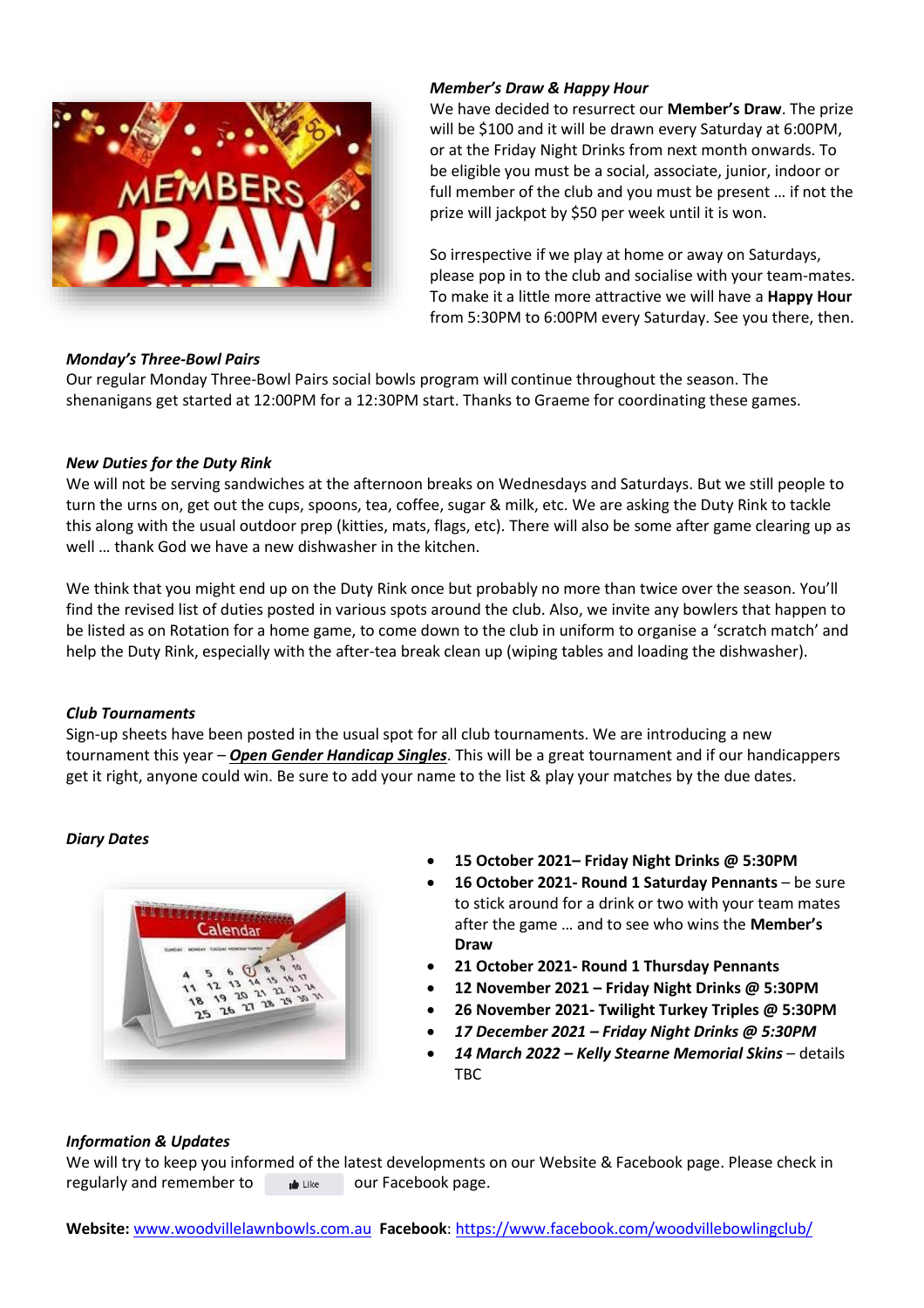***Member's Draw & Happy Hour***

We have decided to resurrect our **Member's Draw**. The prize will be $100 and it will be drawn every Saturday at 6:00PM, or at the Friday Night Drinks from next month onwards. To be eligible you must be a social, associate, junior, indoor or full member of the club and you must be present … if not the prize will jackpot by $50 per week until it is won.

So irrespective if we play at home or away on Saturdays, please pop in to the club and socialise with your team-mates. To make it a little more attractive we will have a **Happy Hour** from 5:30PM to 6:00PM every Saturday. See you there, then.

***Monday's Three-Bowl Pairs***

Our regular Monday Three-Bowl Pairs social bowls program will continue throughout the season. The shenanigans get started at 12:00PM for a 12:30PM start. Thanks to Graeme for coordinating these games.

***New Duties for the Duty Rink***

We will not be serving sandwiches at the afternoon breaks on Wednesdays and Saturdays. But we still people to turn the urns on, get out the cups, spoons, tea, coffee, sugar & milk, etc. We are asking the Duty Rink to tackle this along with the usual outdoor prep (kitties, mats, flags, etc). There will also be some after game clearing up as well … thank God we have a new dishwasher in the kitchen.

We think that you might end up on the Duty Rink once but probably no more than twice over the season. You'll find the revised list of duties posted in various spots around the club. Also, we invite any bowlers that happen to be listed as on Rotation for a home game, to come down to the club in uniform to organise a 'scratch match' and help the Duty Rink, especially with the after-tea break clean up (wiping tables and loading the dishwasher).

***Club Tournaments***

Sign-up sheets have been posted in the usual spot for all club tournaments. We are introducing a new tournament this year – ***Open Gender Handicap Singles***. This will be a great tournament and if our handicappers get it right, anyone could win. Be sure to add your name to the list & play your matches by the due dates.

***Diary Dates***

- **15 October 2021– Friday Night Drinks @ 5:30PM**
- **16 October 2021- Round 1 Saturday Pennants** – be sure to stick around for a drink or two with your team mates after the game … and to see who wins the **Member's Draw**
- **21 October 2021- Round 1 Thursday Pennants**
- **12 November 2021 – Friday Night Drinks @ 5:30PM**
- **26 November 2021- Twilight Turkey Triples @ 5:30PM**
- ***17 December 2021 – Friday Night Drinks @ 5:30PM***
- ***14 March 2022 – Kelly Stearne Memorial Skins*** – details TBC

***Information & Updates***

We will try to keep you informed of the latest developments on our Website & Facebook page. Please check in regularly and remember to Like our Facebook page.

**Website:** www.woodvillelawnbowls.com.au **Facebook**: https://www.facebook.com/woodvillebowlingclub/